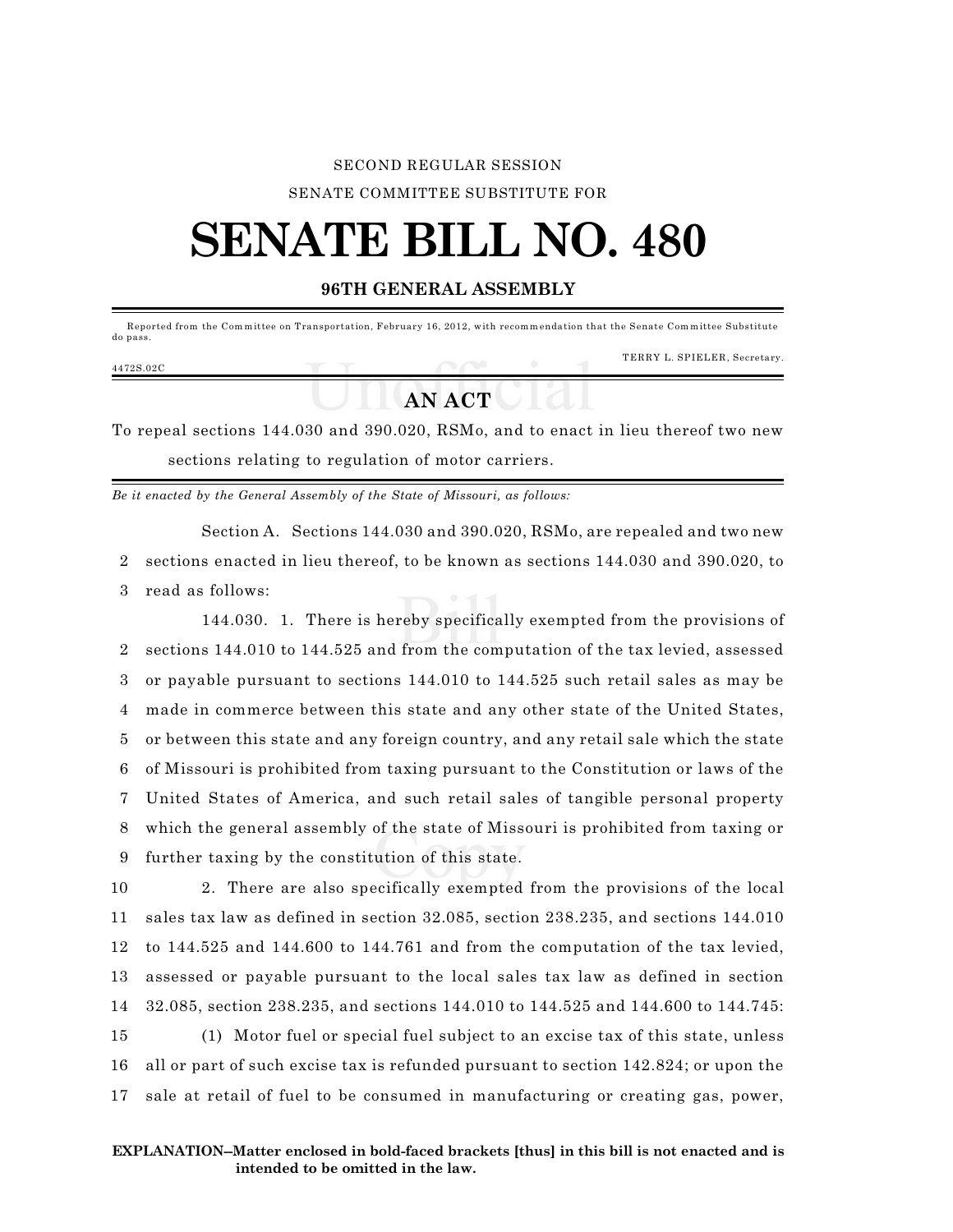SECOND REGULAR SESSION

SENATE COMMITTEE SUBSTITUTE FOR

# SENATE BILL NO. 480

## 96TH GENERAL ASSEMBLY

Reported from the Committee on Transportation, February 16, 2012, with recommendation that the Senate Committee Substitute do pass.

TERRY L. SPIELER, Secretary.

4472S.02C

## AN ACT

To repeal sections 144.030 and 390.020, RSMo, and to enact in lieu thereof two new sections relating to regulation of motor carriers.

*Be it enacted by the General Assembly of the State of Missouri, as follows:*

Section A. Sections 144.030 and 390.020, RSMo, are repealed and two new sections enacted in lieu thereof, to be known as sections 144.030 and 390.020, to read as follows:

144.030. 1. There is hereby specifically exempted from the provisions of sections 144.010 to 144.525 and from the computation of the tax levied, assessed or payable pursuant to sections 144.010 to 144.525 such retail sales as may be made in commerce between this state and any other state of the United States, or between this state and any foreign country, and any retail sale which the state of Missouri is prohibited from taxing pursuant to the Constitution or laws of the United States of America, and such retail sales of tangible personal property which the general assembly of the state of Missouri is prohibited from taxing or further taxing by the constitution of this state.

2. There are also specifically exempted from the provisions of the local sales tax law as defined in section 32.085, section 238.235, and sections 144.010 to 144.525 and 144.600 to 144.761 and from the computation of the tax levied, assessed or payable pursuant to the local sales tax law as defined in section 32.085, section 238.235, and sections 144.010 to 144.525 and 144.600 to 144.745:

(1) Motor fuel or special fuel subject to an excise tax of this state, unless all or part of such excise tax is refunded pursuant to section 142.824; or upon the sale at retail of fuel to be consumed in manufacturing or creating gas, power,

**EXPLANATION--Matter enclosed in bold-faced brackets [thus] in this bill is not enacted and is intended to be omitted in the law.**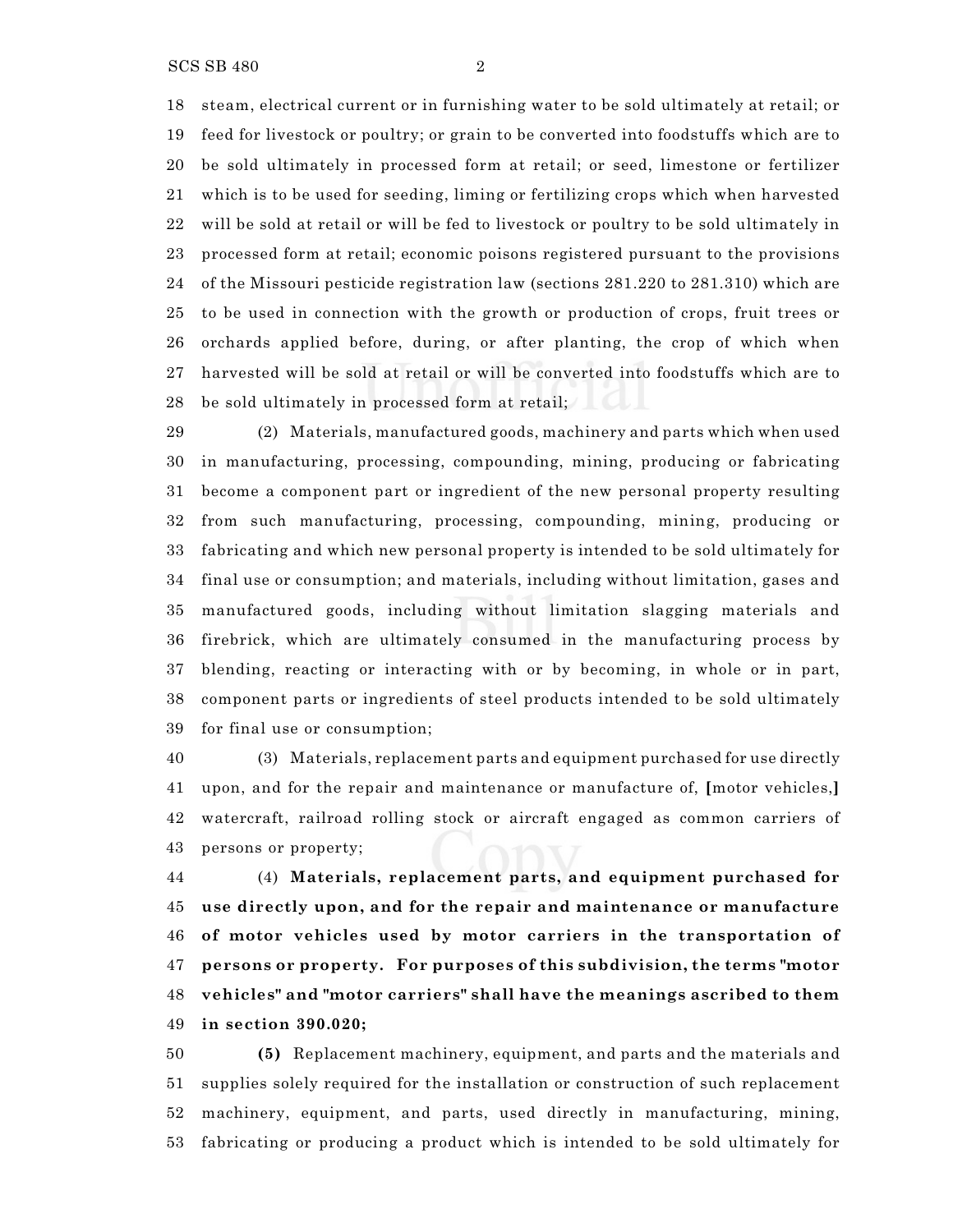steam, electrical current or in furnishing water to be sold ultimately at retail; or feed for livestock or poultry; or grain to be converted into foodstuffs which are to be sold ultimately in processed form at retail; or seed, limestone or fertilizer which is to be used for seeding, liming or fertilizing crops which when harvested will be sold at retail or will be fed to livestock or poultry to be sold ultimately in processed form at retail; economic poisons registered pursuant to the provisions of the Missouri pesticide registration law (sections 281.220 to 281.310) which are to be used in connection with the growth or production of crops, fruit trees or orchards applied before, during, or after planting, the crop of which when harvested will be sold at retail or will be converted into foodstuffs which are to be sold ultimately in processed form at retail;

(2) Materials, manufactured goods, machinery and parts which when used in manufacturing, processing, compounding, mining, producing or fabricating become a component part or ingredient of the new personal property resulting from such manufacturing, processing, compounding, mining, producing or fabricating and which new personal property is intended to be sold ultimately for final use or consumption; and materials, including without limitation, gases and manufactured goods, including without limitation slagging materials and firebrick, which are ultimately consumed in the manufacturing process by blending, reacting or interacting with or by becoming, in whole or in part, component parts or ingredients of steel products intended to be sold ultimately for final use or consumption;

(3) Materials, replacement parts and equipment purchased for use directly upon, and for the repair and maintenance or manufacture of, [motor vehicles,] watercraft, railroad rolling stock or aircraft engaged as common carriers of persons or property;

(4) **Materials, replacement parts, and equipment purchased for use directly upon, and for the repair and maintenance or manufacture of motor vehicles used by motor carriers in the transportation of persons or property. For purposes of this subdivision, the terms "motor vehicles" and "motor carriers" shall have the meanings ascribed to them in section 390.020;**

**(5)** Replacement machinery, equipment, and parts and the materials and supplies solely required for the installation or construction of such replacement machinery, equipment, and parts, used directly in manufacturing, mining, fabricating or producing a product which is intended to be sold ultimately for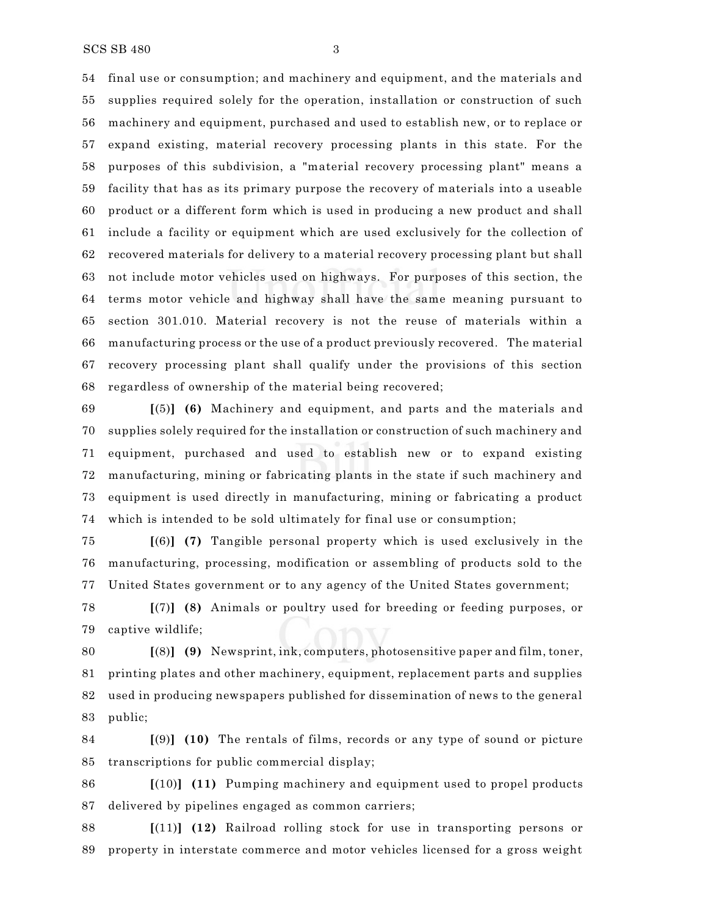final use or consumption; and machinery and equipment, and the materials and supplies required solely for the operation, installation or construction of such machinery and equipment, purchased and used to establish new, or to replace or expand existing, material recovery processing plants in this state. For the purposes of this subdivision, a "material recovery processing plant" means a facility that has as its primary purpose the recovery of materials into a useable product or a different form which is used in producing a new product and shall include a facility or equipment which are used exclusively for the collection of recovered materials for delivery to a material recovery processing plant but shall not include motor vehicles used on highways. For purposes of this section, the terms motor vehicle and highway shall have the same meaning pursuant to section 301.010. Material recovery is not the reuse of materials within a manufacturing process or the use of a product previously recovered. The material recovery processing plant shall qualify under the provisions of this section regardless of ownership of the material being recovered;

**[**(5)**]** **(6)** Machinery and equipment, and parts and the materials and supplies solely required for the installation or construction of such machinery and equipment, purchased and used to establish new or to expand existing manufacturing, mining or fabricating plants in the state if such machinery and equipment is used directly in manufacturing, mining or fabricating a product which is intended to be sold ultimately for final use or consumption;

**[**(6)**]** **(7)** Tangible personal property which is used exclusively in the manufacturing, processing, modification or assembling of products sold to the United States government or to any agency of the United States government;

**[**(7)**]** **(8)** Animals or poultry used for breeding or feeding purposes, or captive wildlife;

**[**(8)**]** **(9)** Newsprint, ink, computers, photosensitive paper and film, toner, printing plates and other machinery, equipment, replacement parts and supplies used in producing newspapers published for dissemination of news to the general public;

**[**(9)**]** **(10)** The rentals of films, records or any type of sound or picture transcriptions for public commercial display;

**[**(10)**]** **(11)** Pumping machinery and equipment used to propel products delivered by pipelines engaged as common carriers;

**[**(11)**]** **(12)** Railroad rolling stock for use in transporting persons or property in interstate commerce and motor vehicles licensed for a gross weight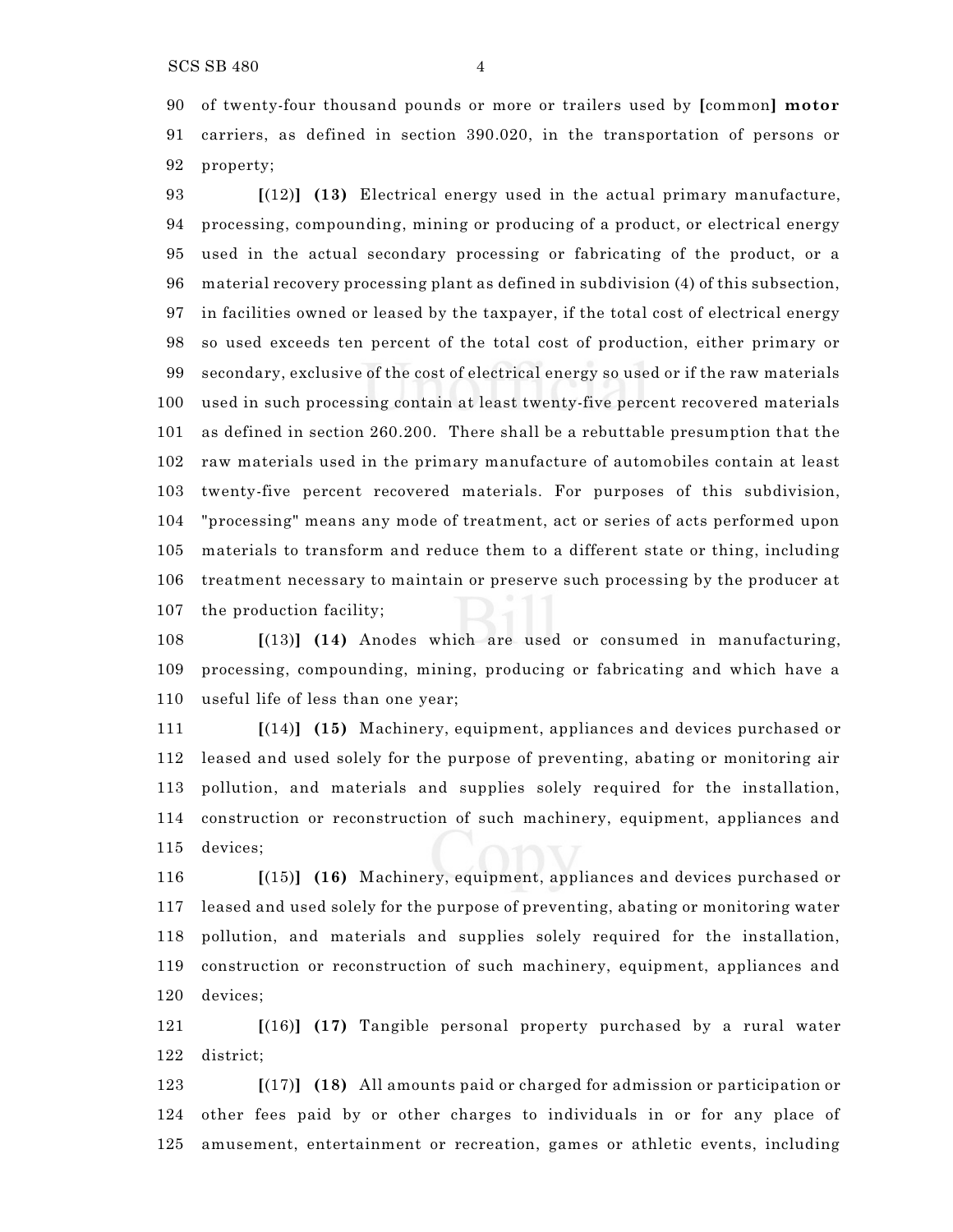of twenty-four thousand pounds or more or trailers used by [common] **motor** carriers, as defined in section 390.020, in the transportation of persons or property;

[(12)] **(13)** Electrical energy used in the actual primary manufacture, processing, compounding, mining or producing of a product, or electrical energy used in the actual secondary processing or fabricating of the product, or a material recovery processing plant as defined in subdivision (4) of this subsection, in facilities owned or leased by the taxpayer, if the total cost of electrical energy so used exceeds ten percent of the total cost of production, either primary or secondary, exclusive of the cost of electrical energy so used or if the raw materials used in such processing contain at least twenty-five percent recovered materials as defined in section 260.200. There shall be a rebuttable presumption that the raw materials used in the primary manufacture of automobiles contain at least twenty-five percent recovered materials. For purposes of this subdivision, "processing" means any mode of treatment, act or series of acts performed upon materials to transform and reduce them to a different state or thing, including treatment necessary to maintain or preserve such processing by the producer at the production facility;

[(13)] **(14)** Anodes which are used or consumed in manufacturing, processing, compounding, mining, producing or fabricating and which have a useful life of less than one year;

[(14)] **(15)** Machinery, equipment, appliances and devices purchased or leased and used solely for the purpose of preventing, abating or monitoring air pollution, and materials and supplies solely required for the installation, construction or reconstruction of such machinery, equipment, appliances and devices;

[(15)] **(16)** Machinery, equipment, appliances and devices purchased or leased and used solely for the purpose of preventing, abating or monitoring water pollution, and materials and supplies solely required for the installation, construction or reconstruction of such machinery, equipment, appliances and devices;

[(16)] **(17)** Tangible personal property purchased by a rural water district;

[(17)] **(18)** All amounts paid or charged for admission or participation or other fees paid by or other charges to individuals in or for any place of amusement, entertainment or recreation, games or athletic events, including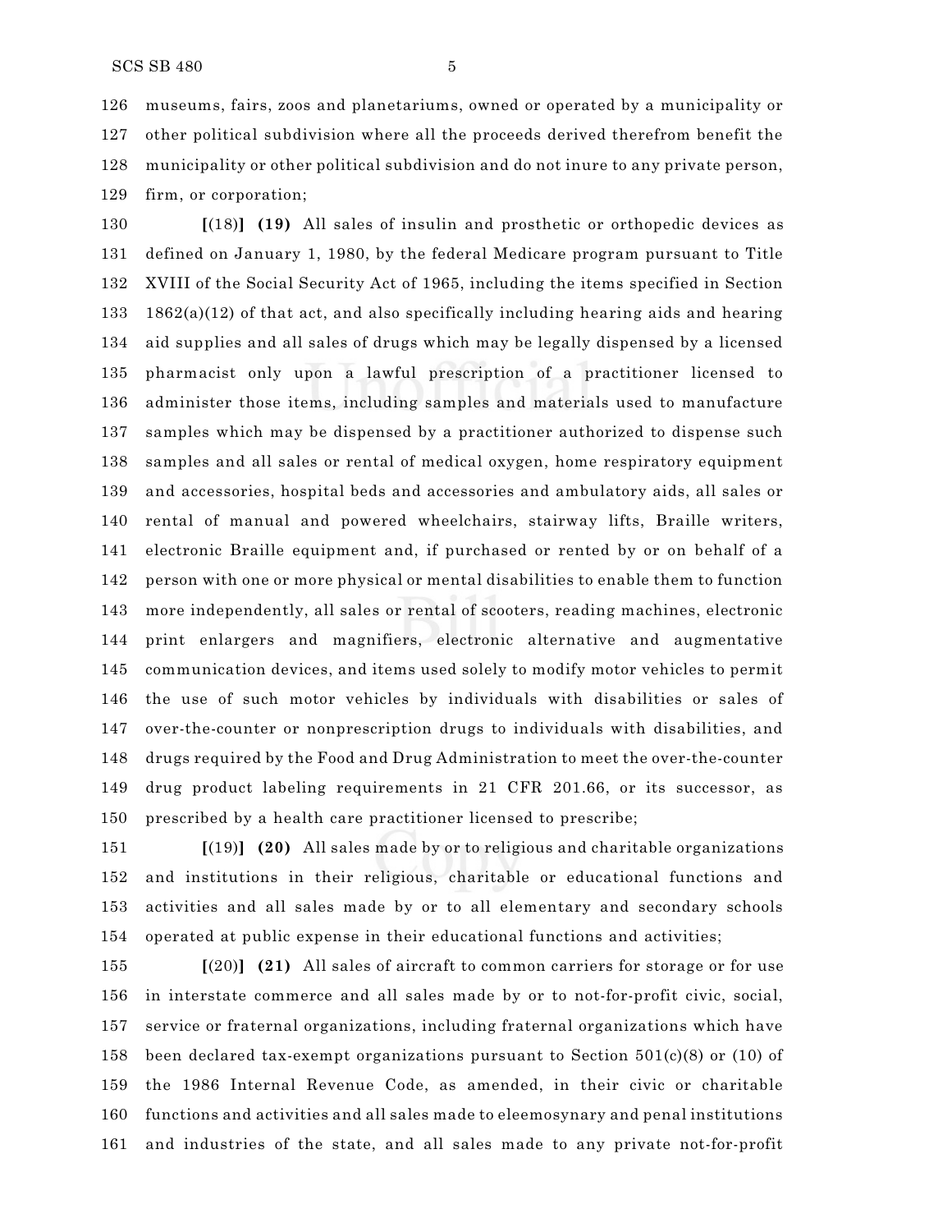museums, fairs, zoos and planetariums, owned or operated by a municipality or other political subdivision where all the proceeds derived therefrom benefit the municipality or other political subdivision and do not inure to any private person, firm, or corporation;

**[**(18)**]** **(19)** All sales of insulin and prosthetic or orthopedic devices as defined on January 1, 1980, by the federal Medicare program pursuant to Title XVIII of the Social Security Act of 1965, including the items specified in Section 1862(a)(12) of that act, and also specifically including hearing aids and hearing aid supplies and all sales of drugs which may be legally dispensed by a licensed pharmacist only upon a lawful prescription of a practitioner licensed to administer those items, including samples and materials used to manufacture samples which may be dispensed by a practitioner authorized to dispense such samples and all sales or rental of medical oxygen, home respiratory equipment and accessories, hospital beds and accessories and ambulatory aids, all sales or rental of manual and powered wheelchairs, stairway lifts, Braille writers, electronic Braille equipment and, if purchased or rented by or on behalf of a person with one or more physical or mental disabilities to enable them to function more independently, all sales or rental of scooters, reading machines, electronic print enlargers and magnifiers, electronic alternative and augmentative communication devices, and items used solely to modify motor vehicles to permit the use of such motor vehicles by individuals with disabilities or sales of over-the-counter or nonprescription drugs to individuals with disabilities, and drugs required by the Food and Drug Administration to meet the over-the-counter drug product labeling requirements in 21 CFR 201.66, or its successor, as prescribed by a health care practitioner licensed to prescribe;

**[**(19)**]** **(20)** All sales made by or to religious and charitable organizations and institutions in their religious, charitable or educational functions and activities and all sales made by or to all elementary and secondary schools operated at public expense in their educational functions and activities;

**[**(20)**]** **(21)** All sales of aircraft to common carriers for storage or for use in interstate commerce and all sales made by or to not-for-profit civic, social, service or fraternal organizations, including fraternal organizations which have been declared tax-exempt organizations pursuant to Section 501(c)(8) or (10) of the 1986 Internal Revenue Code, as amended, in their civic or charitable functions and activities and all sales made to eleemosynary and penal institutions and industries of the state, and all sales made to any private not-for-profit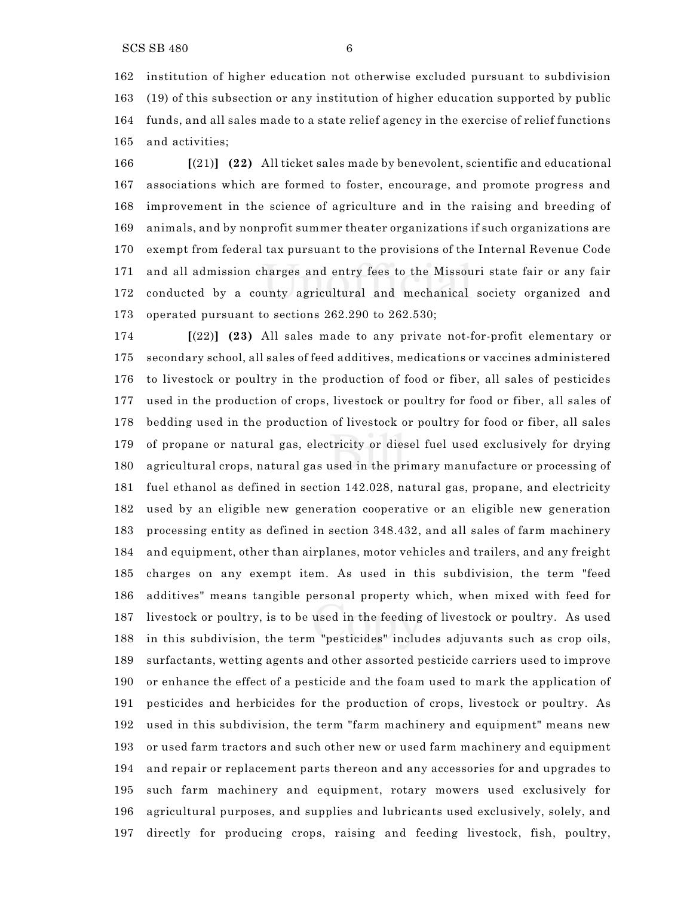institution of higher education not otherwise excluded pursuant to subdivision (19) of this subsection or any institution of higher education supported by public funds, and all sales made to a state relief agency in the exercise of relief functions and activities;

**[**(21)**]** **(22)** All ticket sales made by benevolent, scientific and educational associations which are formed to foster, encourage, and promote progress and improvement in the science of agriculture and in the raising and breeding of animals, and by nonprofit summer theater organizations if such organizations are exempt from federal tax pursuant to the provisions of the Internal Revenue Code and all admission charges and entry fees to the Missouri state fair or any fair conducted by a county agricultural and mechanical society organized and operated pursuant to sections 262.290 to 262.530;

**[**(22)**]** **(23)** All sales made to any private not-for-profit elementary or secondary school, all sales of feed additives, medications or vaccines administered to livestock or poultry in the production of food or fiber, all sales of pesticides used in the production of crops, livestock or poultry for food or fiber, all sales of bedding used in the production of livestock or poultry for food or fiber, all sales of propane or natural gas, electricity or diesel fuel used exclusively for drying agricultural crops, natural gas used in the primary manufacture or processing of fuel ethanol as defined in section 142.028, natural gas, propane, and electricity used by an eligible new generation cooperative or an eligible new generation processing entity as defined in section 348.432, and all sales of farm machinery and equipment, other than airplanes, motor vehicles and trailers, and any freight charges on any exempt item. As used in this subdivision, the term "feed additives" means tangible personal property which, when mixed with feed for livestock or poultry, is to be used in the feeding of livestock or poultry. As used in this subdivision, the term "pesticides" includes adjuvants such as crop oils, surfactants, wetting agents and other assorted pesticide carriers used to improve or enhance the effect of a pesticide and the foam used to mark the application of pesticides and herbicides for the production of crops, livestock or poultry. As used in this subdivision, the term "farm machinery and equipment" means new or used farm tractors and such other new or used farm machinery and equipment and repair or replacement parts thereon and any accessories for and upgrades to such farm machinery and equipment, rotary mowers used exclusively for agricultural purposes, and supplies and lubricants used exclusively, solely, and directly for producing crops, raising and feeding livestock, fish, poultry,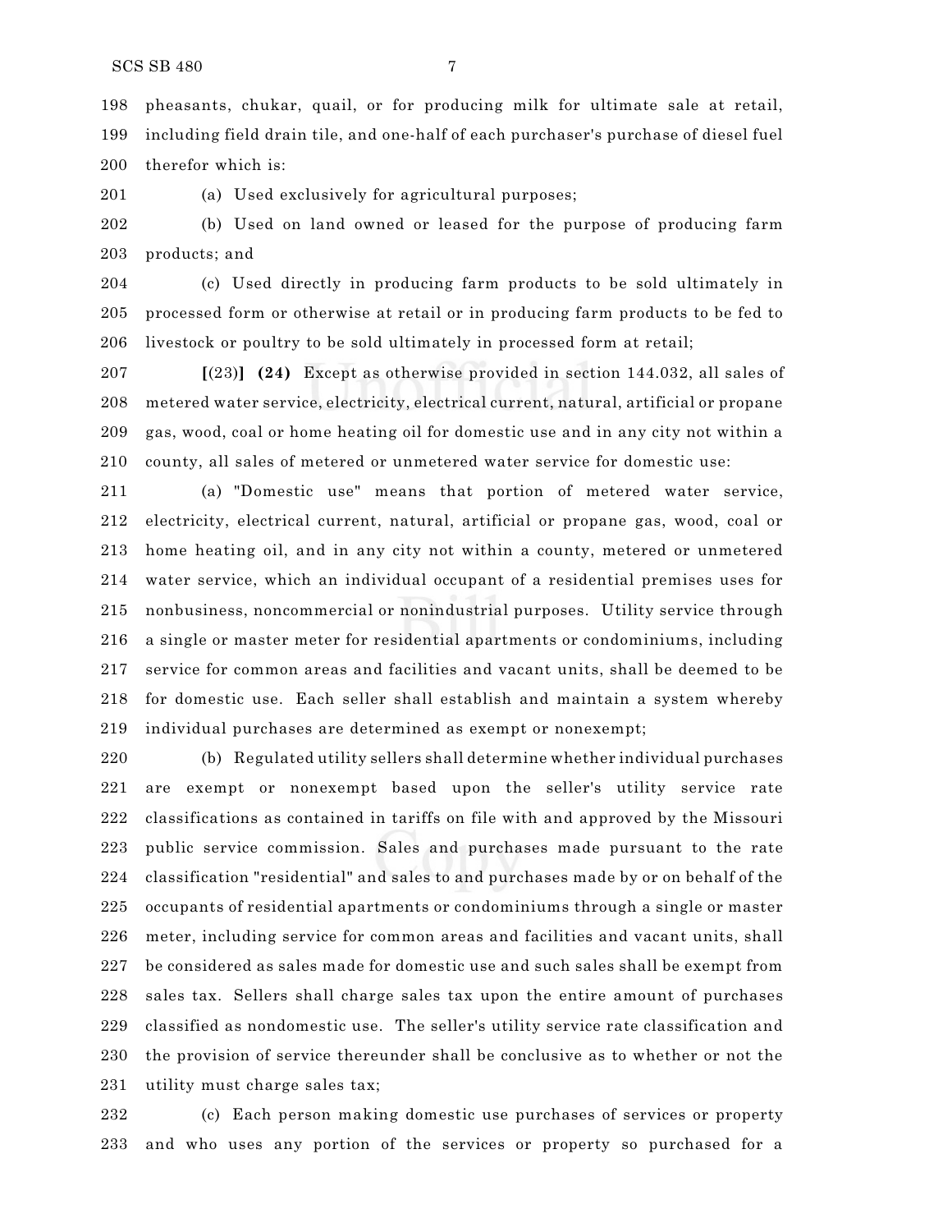198 pheasants, chukar, quail, or for producing milk for ultimate sale at retail,
199 including field drain tile, and one-half of each purchaser's purchase of diesel fuel
200 therefor which is:

201 (a) Used exclusively for agricultural purposes;

202 (b) Used on land owned or leased for the purpose of producing farm
203 products; and

204 (c) Used directly in producing farm products to be sold ultimately in
205 processed form or otherwise at retail or in producing farm products to be fed to
206 livestock or poultry to be sold ultimately in processed form at retail;

207 **[**(23)**]** **(24)** Except as otherwise provided in section 144.032, all sales of
208 metered water service, electricity, electrical current, natural, artificial or propane
209 gas, wood, coal or home heating oil for domestic use and in any city not within a
210 county, all sales of metered or unmetered water service for domestic use:

211 (a) "Domestic use" means that portion of metered water service,
212 electricity, electrical current, natural, artificial or propane gas, wood, coal or
213 home heating oil, and in any city not within a county, metered or unmetered
214 water service, which an individual occupant of a residential premises uses for
215 nonbusiness, noncommercial or nonindustrial purposes. Utility service through
216 a single or master meter for residential apartments or condominiums, including
217 service for common areas and facilities and vacant units, shall be deemed to be
218 for domestic use. Each seller shall establish and maintain a system whereby
219 individual purchases are determined as exempt or nonexempt;

220 (b) Regulated utility sellers shall determine whether individual purchases
221 are exempt or nonexempt based upon the seller's utility service rate
222 classifications as contained in tariffs on file with and approved by the Missouri
223 public service commission. Sales and purchases made pursuant to the rate
224 classification "residential" and sales to and purchases made by or on behalf of the
225 occupants of residential apartments or condominiums through a single or master
226 meter, including service for common areas and facilities and vacant units, shall
227 be considered as sales made for domestic use and such sales shall be exempt from
228 sales tax. Sellers shall charge sales tax upon the entire amount of purchases
229 classified as nondomestic use. The seller's utility service rate classification and
230 the provision of service thereunder shall be conclusive as to whether or not the
231 utility must charge sales tax;

232 (c) Each person making domestic use purchases of services or property
233 and who uses any portion of the services or property so purchased for a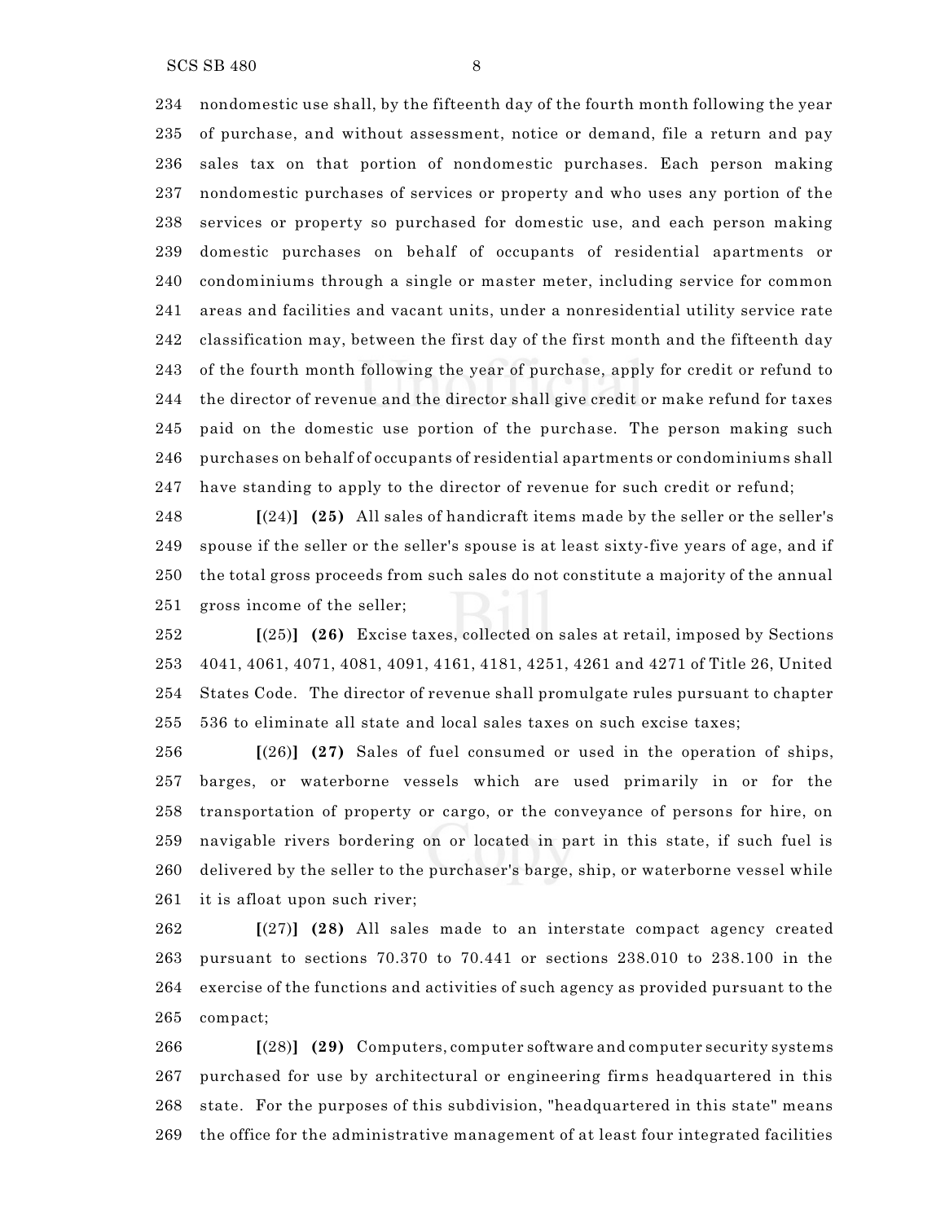nondomestic use shall, by the fifteenth day of the fourth month following the year of purchase, and without assessment, notice or demand, file a return and pay sales tax on that portion of nondomestic purchases. Each person making nondomestic purchases of services or property and who uses any portion of the services or property so purchased for domestic use, and each person making domestic purchases on behalf of occupants of residential apartments or condominiums through a single or master meter, including service for common areas and facilities and vacant units, under a nonresidential utility service rate classification may, between the first day of the first month and the fifteenth day of the fourth month following the year of purchase, apply for credit or refund to the director of revenue and the director shall give credit or make refund for taxes paid on the domestic use portion of the purchase. The person making such purchases on behalf of occupants of residential apartments or condominiums shall have standing to apply to the director of revenue for such credit or refund;

**[**(24)**]** **(25)** All sales of handicraft items made by the seller or the seller's spouse if the seller or the seller's spouse is at least sixty-five years of age, and if the total gross proceeds from such sales do not constitute a majority of the annual gross income of the seller;

**[**(25)**]** **(26)** Excise taxes, collected on sales at retail, imposed by Sections 4041, 4061, 4071, 4081, 4091, 4161, 4181, 4251, 4261 and 4271 of Title 26, United States Code. The director of revenue shall promulgate rules pursuant to chapter 536 to eliminate all state and local sales taxes on such excise taxes;

**[**(26)**]** **(27)** Sales of fuel consumed or used in the operation of ships, barges, or waterborne vessels which are used primarily in or for the transportation of property or cargo, or the conveyance of persons for hire, on navigable rivers bordering on or located in part in this state, if such fuel is delivered by the seller to the purchaser's barge, ship, or waterborne vessel while it is afloat upon such river;

**[**(27)**]** **(28)** All sales made to an interstate compact agency created pursuant to sections 70.370 to 70.441 or sections 238.010 to 238.100 in the exercise of the functions and activities of such agency as provided pursuant to the compact;

**[**(28)**]** **(29)** Computers, computer software and computer security systems purchased for use by architectural or engineering firms headquartered in this state. For the purposes of this subdivision, "headquartered in this state" means the office for the administrative management of at least four integrated facilities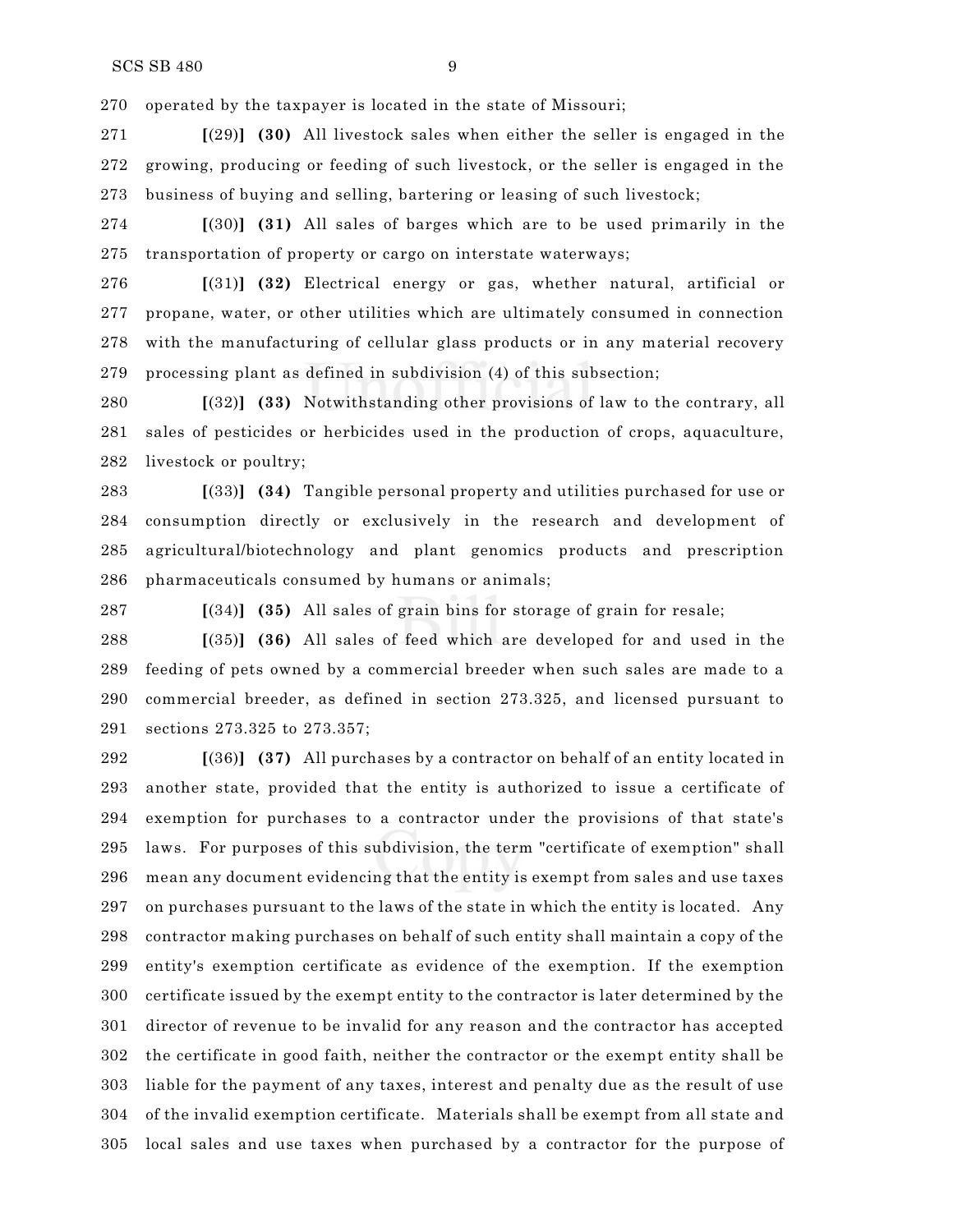operated by the taxpayer is located in the state of Missouri;

[(29)] **(30)** All livestock sales when either the seller is engaged in the growing, producing or feeding of such livestock, or the seller is engaged in the business of buying and selling, bartering or leasing of such livestock;

[(30)] **(31)** All sales of barges which are to be used primarily in the transportation of property or cargo on interstate waterways;

[(31)] **(32)** Electrical energy or gas, whether natural, artificial or propane, water, or other utilities which are ultimately consumed in connection with the manufacturing of cellular glass products or in any material recovery processing plant as defined in subdivision (4) of this subsection;

[(32)] **(33)** Notwithstanding other provisions of law to the contrary, all sales of pesticides or herbicides used in the production of crops, aquaculture, livestock or poultry;

[(33)] **(34)** Tangible personal property and utilities purchased for use or consumption directly or exclusively in the research and development of agricultural/biotechnology and plant genomics products and prescription pharmaceuticals consumed by humans or animals;

[(34)] **(35)** All sales of grain bins for storage of grain for resale;

[(35)] **(36)** All sales of feed which are developed for and used in the feeding of pets owned by a commercial breeder when such sales are made to a commercial breeder, as defined in section 273.325, and licensed pursuant to sections 273.325 to 273.357;

[(36)] **(37)** All purchases by a contractor on behalf of an entity located in another state, provided that the entity is authorized to issue a certificate of exemption for purchases to a contractor under the provisions of that state's laws. For purposes of this subdivision, the term "certificate of exemption" shall mean any document evidencing that the entity is exempt from sales and use taxes on purchases pursuant to the laws of the state in which the entity is located. Any contractor making purchases on behalf of such entity shall maintain a copy of the entity's exemption certificate as evidence of the exemption. If the exemption certificate issued by the exempt entity to the contractor is later determined by the director of revenue to be invalid for any reason and the contractor has accepted the certificate in good faith, neither the contractor or the exempt entity shall be liable for the payment of any taxes, interest and penalty due as the result of use of the invalid exemption certificate. Materials shall be exempt from all state and local sales and use taxes when purchased by a contractor for the purpose of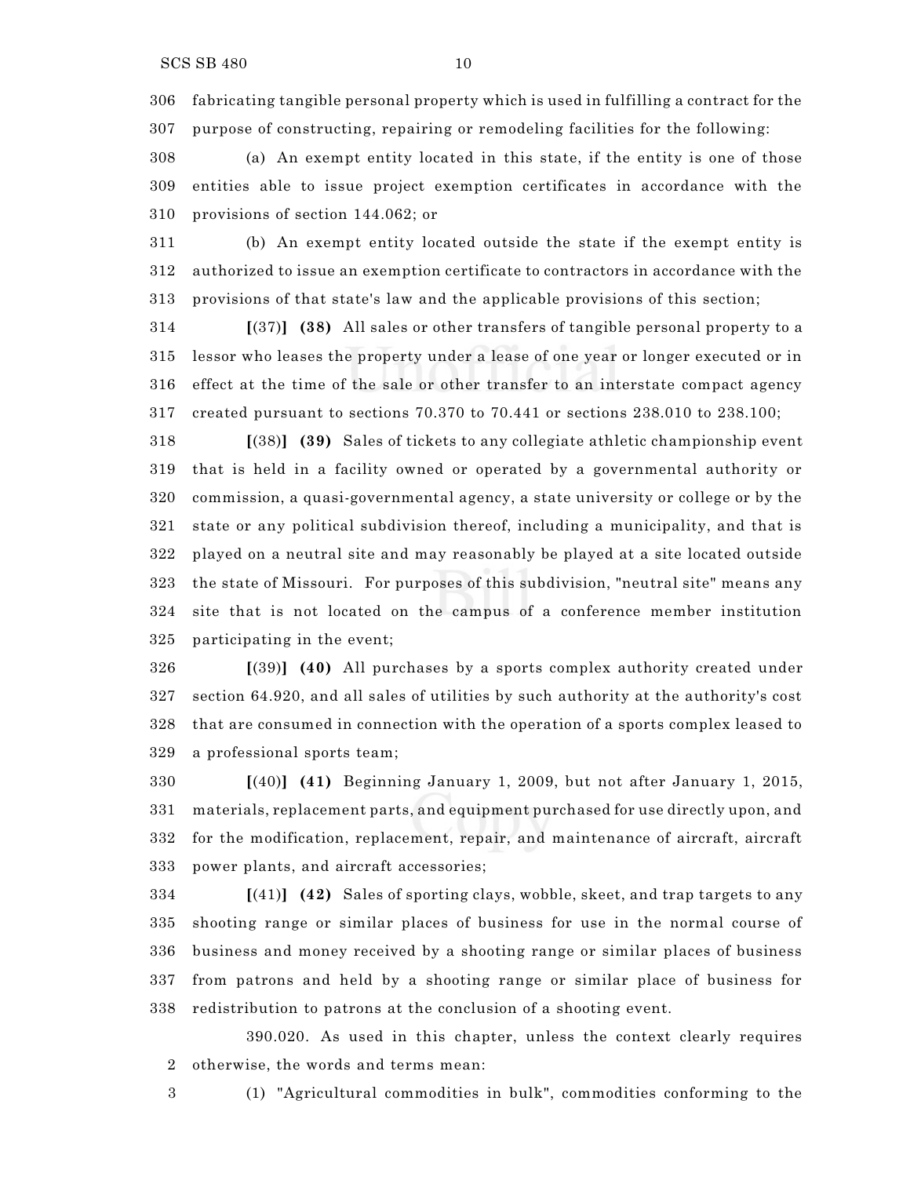306 fabricating tangible personal property which is used in fulfilling a contract for the
307 purpose of constructing, repairing or remodeling facilities for the following:

308 (a) An exempt entity located in this state, if the entity is one of those
309 entities able to issue project exemption certificates in accordance with the
310 provisions of section 144.062; or

311 (b) An exempt entity located outside the state if the exempt entity is
312 authorized to issue an exemption certificate to contractors in accordance with the
313 provisions of that state's law and the applicable provisions of this section;

314 [(37)] **(38)** All sales or other transfers of tangible personal property to a
315 lessor who leases the property under a lease of one year or longer executed or in
316 effect at the time of the sale or other transfer to an interstate compact agency
317 created pursuant to sections 70.370 to 70.441 or sections 238.010 to 238.100;

318 [(38)] **(39)** Sales of tickets to any collegiate athletic championship event
319 that is held in a facility owned or operated by a governmental authority or
320 commission, a quasi-governmental agency, a state university or college or by the
321 state or any political subdivision thereof, including a municipality, and that is
322 played on a neutral site and may reasonably be played at a site located outside
323 the state of Missouri. For purposes of this subdivision, "neutral site" means any
324 site that is not located on the campus of a conference member institution
325 participating in the event;

326 [(39)] **(40)** All purchases by a sports complex authority created under
327 section 64.920, and all sales of utilities by such authority at the authority's cost
328 that are consumed in connection with the operation of a sports complex leased to
329 a professional sports team;

330 [(40)] **(41)** Beginning January 1, 2009, but not after January 1, 2015,
331 materials, replacement parts, and equipment purchased for use directly upon, and
332 for the modification, replacement, repair, and maintenance of aircraft, aircraft
333 power plants, and aircraft accessories;

334 [(41)] **(42)** Sales of sporting clays, wobble, skeet, and trap targets to any
335 shooting range or similar places of business for use in the normal course of
336 business and money received by a shooting range or similar places of business
337 from patrons and held by a shooting range or similar place of business for
338 redistribution to patrons at the conclusion of a shooting event.

390.020. As used in this chapter, unless the context clearly requires
2 otherwise, the words and terms mean:

3 (1) "Agricultural commodities in bulk", commodities conforming to the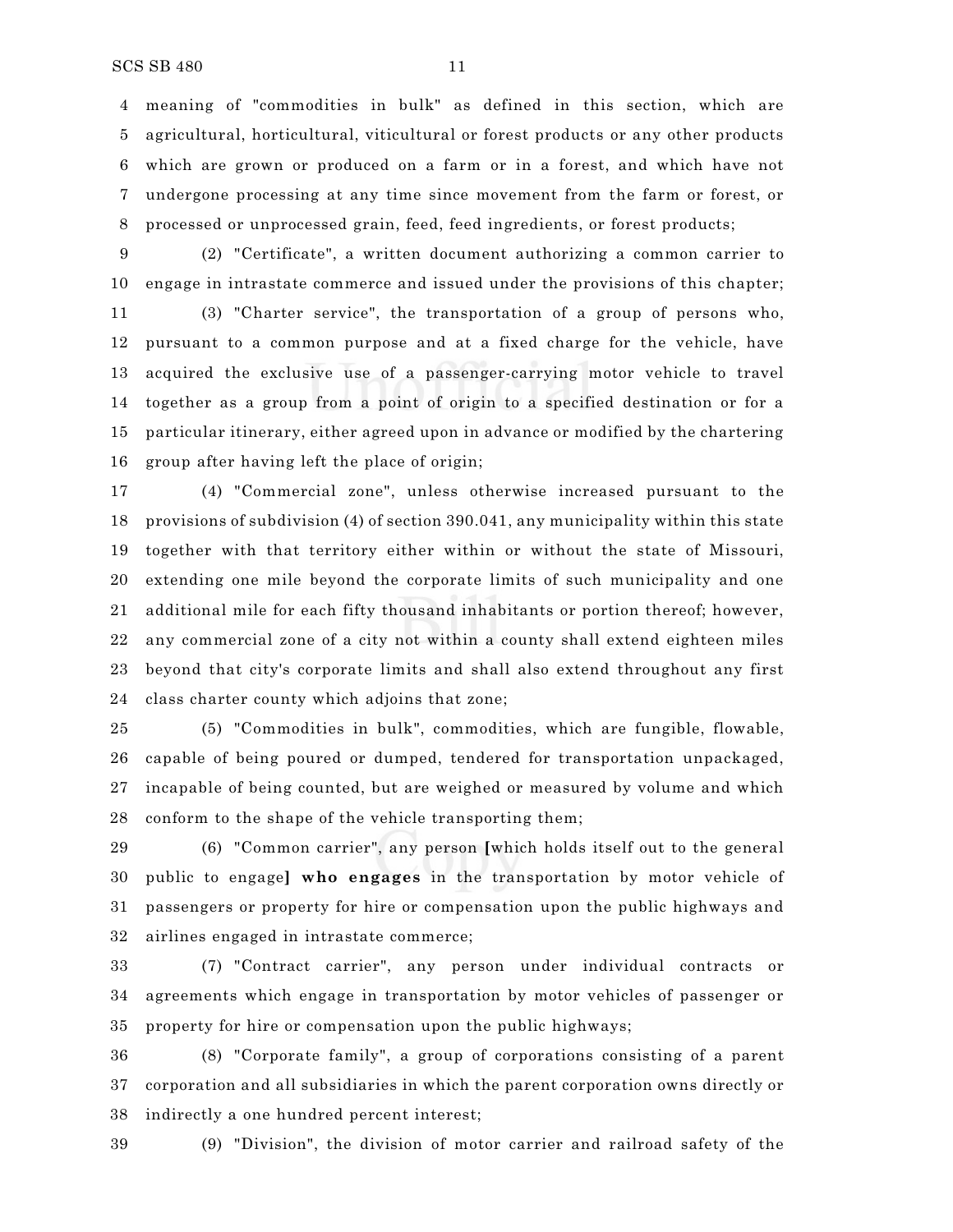meaning of "commodities in bulk" as defined in this section, which are agricultural, horticultural, viticultural or forest products or any other products which are grown or produced on a farm or in a forest, and which have not undergone processing at any time since movement from the farm or forest, or processed or unprocessed grain, feed, feed ingredients, or forest products;

(2) "Certificate", a written document authorizing a common carrier to engage in intrastate commerce and issued under the provisions of this chapter;

(3) "Charter service", the transportation of a group of persons who, pursuant to a common purpose and at a fixed charge for the vehicle, have acquired the exclusive use of a passenger-carrying motor vehicle to travel together as a group from a point of origin to a specified destination or for a particular itinerary, either agreed upon in advance or modified by the chartering group after having left the place of origin;

(4) "Commercial zone", unless otherwise increased pursuant to the provisions of subdivision (4) of section 390.041, any municipality within this state together with that territory either within or without the state of Missouri, extending one mile beyond the corporate limits of such municipality and one additional mile for each fifty thousand inhabitants or portion thereof; however, any commercial zone of a city not within a county shall extend eighteen miles beyond that city's corporate limits and shall also extend throughout any first class charter county which adjoins that zone;

(5) "Commodities in bulk", commodities, which are fungible, flowable, capable of being poured or dumped, tendered for transportation unpackaged, incapable of being counted, but are weighed or measured by volume and which conform to the shape of the vehicle transporting them;

(6) "Common carrier", any person **[**which holds itself out to the general public to engage**]** **who engages** in the transportation by motor vehicle of passengers or property for hire or compensation upon the public highways and airlines engaged in intrastate commerce;

(7) "Contract carrier", any person under individual contracts or agreements which engage in transportation by motor vehicles of passenger or property for hire or compensation upon the public highways;

(8) "Corporate family", a group of corporations consisting of a parent corporation and all subsidiaries in which the parent corporation owns directly or indirectly a one hundred percent interest;

(9) "Division", the division of motor carrier and railroad safety of the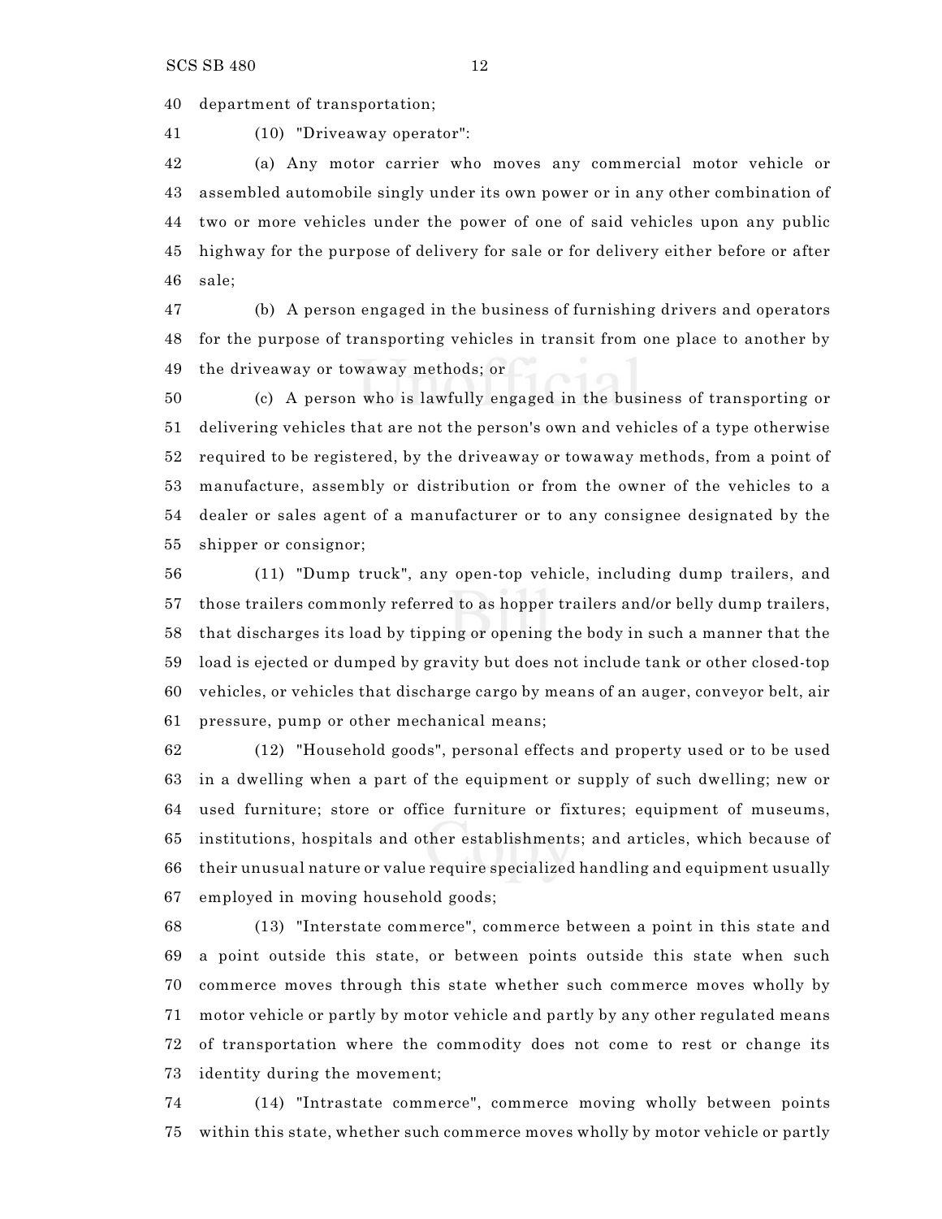department of transportation;

(10) "Driveaway operator":

(a) Any motor carrier who moves any commercial motor vehicle or assembled automobile singly under its own power or in any other combination of two or more vehicles under the power of one of said vehicles upon any public highway for the purpose of delivery for sale or for delivery either before or after sale;

(b) A person engaged in the business of furnishing drivers and operators for the purpose of transporting vehicles in transit from one place to another by the driveaway or towaway methods; or

(c) A person who is lawfully engaged in the business of transporting or delivering vehicles that are not the person's own and vehicles of a type otherwise required to be registered, by the driveaway or towaway methods, from a point of manufacture, assembly or distribution or from the owner of the vehicles to a dealer or sales agent of a manufacturer or to any consignee designated by the shipper or consignor;

(11) "Dump truck", any open-top vehicle, including dump trailers, and those trailers commonly referred to as hopper trailers and/or belly dump trailers, that discharges its load by tipping or opening the body in such a manner that the load is ejected or dumped by gravity but does not include tank or other closed-top vehicles, or vehicles that discharge cargo by means of an auger, conveyor belt, air pressure, pump or other mechanical means;

(12) "Household goods", personal effects and property used or to be used in a dwelling when a part of the equipment or supply of such dwelling; new or used furniture; store or office furniture or fixtures; equipment of museums, institutions, hospitals and other establishments; and articles, which because of their unusual nature or value require specialized handling and equipment usually employed in moving household goods;

(13) "Interstate commerce", commerce between a point in this state and a point outside this state, or between points outside this state when such commerce moves through this state whether such commerce moves wholly by motor vehicle or partly by motor vehicle and partly by any other regulated means of transportation where the commodity does not come to rest or change its identity during the movement;

(14) "Intrastate commerce", commerce moving wholly between points within this state, whether such commerce moves wholly by motor vehicle or partly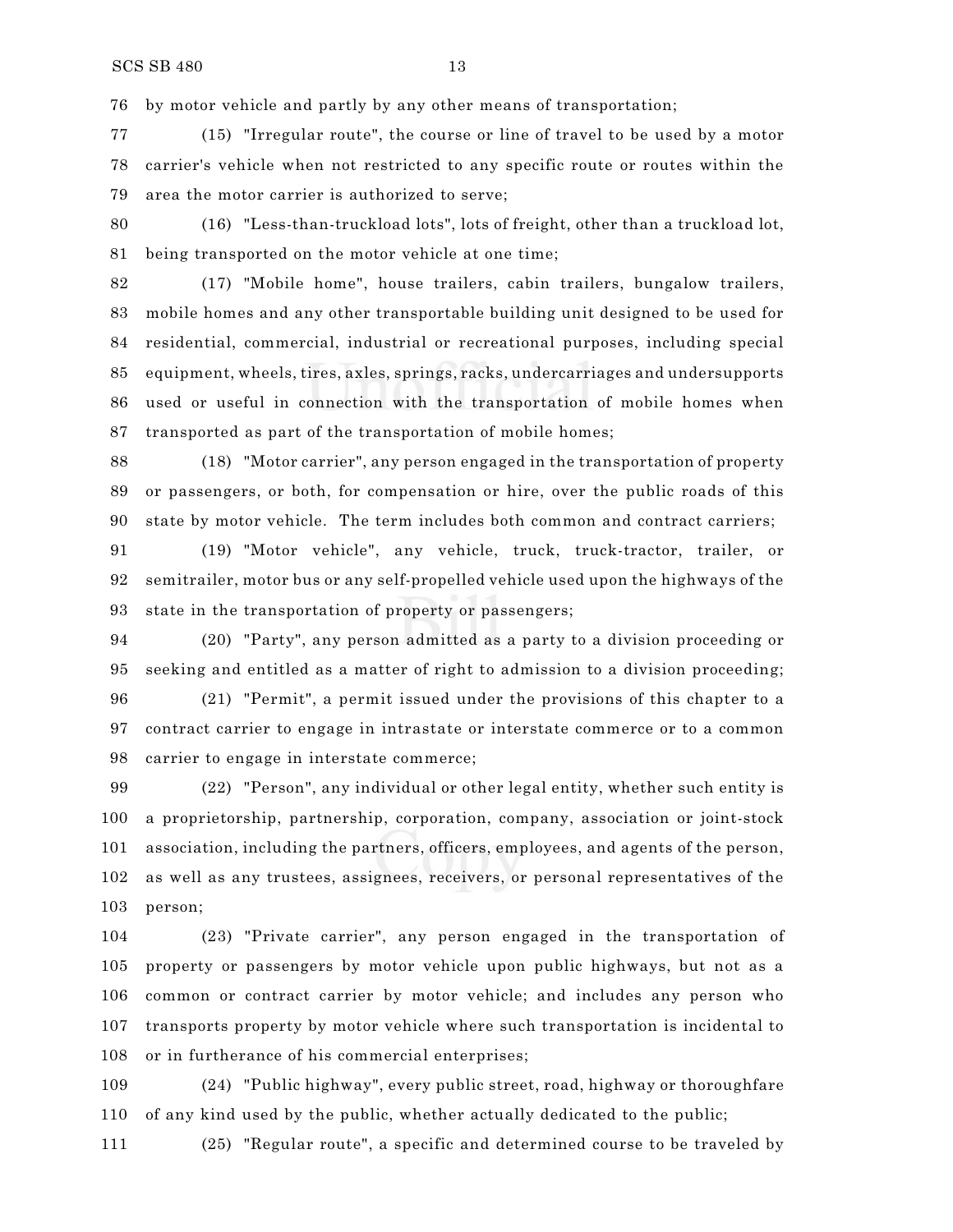by motor vehicle and partly by any other means of transportation;

(15) "Irregular route", the course or line of travel to be used by a motor carrier's vehicle when not restricted to any specific route or routes within the area the motor carrier is authorized to serve;

(16) "Less-than-truckload lots", lots of freight, other than a truckload lot, being transported on the motor vehicle at one time;

(17) "Mobile home", house trailers, cabin trailers, bungalow trailers, mobile homes and any other transportable building unit designed to be used for residential, commercial, industrial or recreational purposes, including special equipment, wheels, tires, axles, springs, racks, undercarriages and undersupports used or useful in connection with the transportation of mobile homes when transported as part of the transportation of mobile homes;

(18) "Motor carrier", any person engaged in the transportation of property or passengers, or both, for compensation or hire, over the public roads of this state by motor vehicle. The term includes both common and contract carriers;

(19) "Motor vehicle", any vehicle, truck, truck-tractor, trailer, or semitrailer, motor bus or any self-propelled vehicle used upon the highways of the state in the transportation of property or passengers;

(20) "Party", any person admitted as a party to a division proceeding or seeking and entitled as a matter of right to admission to a division proceeding;

(21) "Permit", a permit issued under the provisions of this chapter to a contract carrier to engage in intrastate or interstate commerce or to a common carrier to engage in interstate commerce;

(22) "Person", any individual or other legal entity, whether such entity is a proprietorship, partnership, corporation, company, association or joint-stock association, including the partners, officers, employees, and agents of the person, as well as any trustees, assignees, receivers, or personal representatives of the person;

(23) "Private carrier", any person engaged in the transportation of property or passengers by motor vehicle upon public highways, but not as a common or contract carrier by motor vehicle; and includes any person who transports property by motor vehicle where such transportation is incidental to or in furtherance of his commercial enterprises;

(24) "Public highway", every public street, road, highway or thoroughfare of any kind used by the public, whether actually dedicated to the public;

(25) "Regular route", a specific and determined course to be traveled by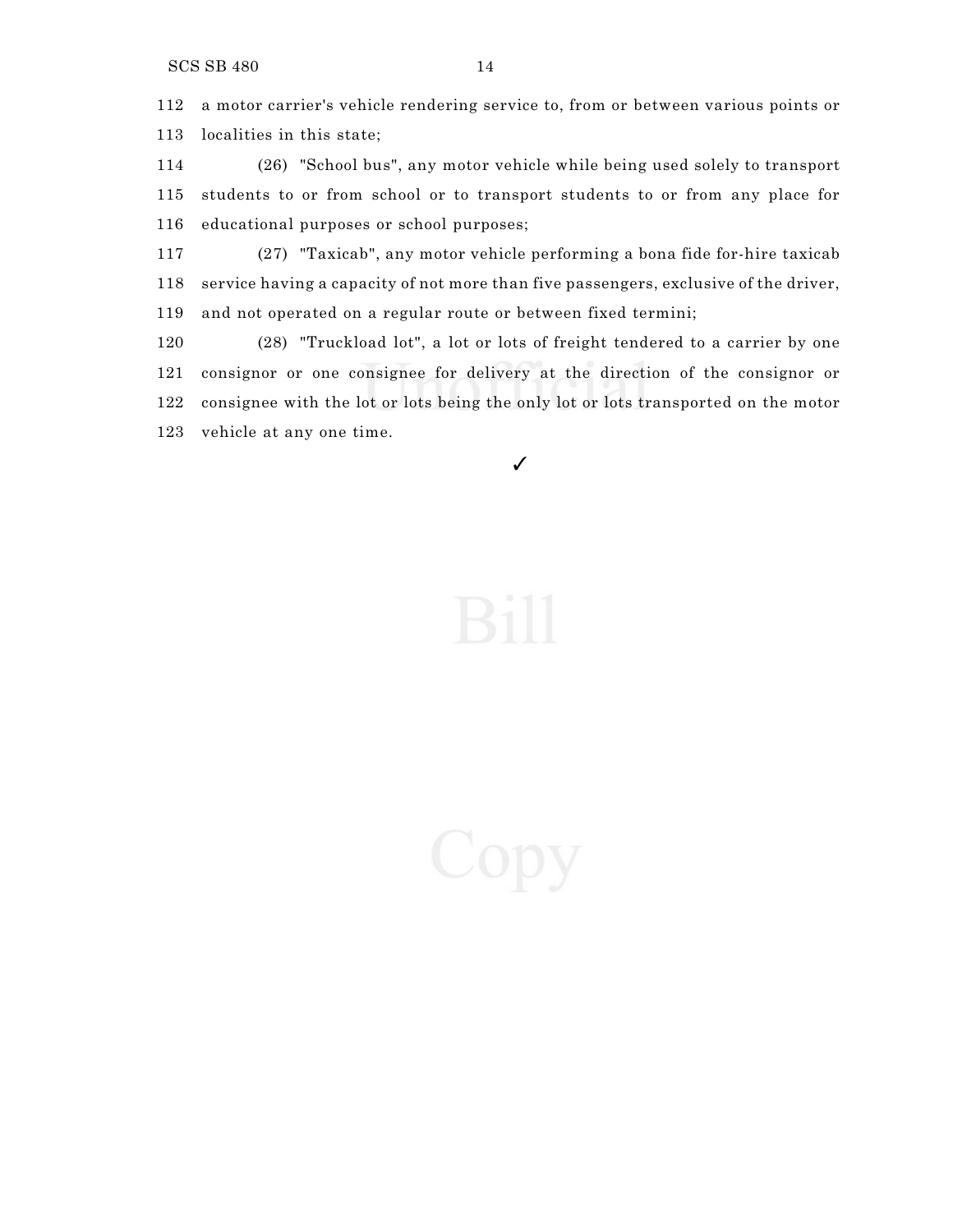a motor carrier's vehicle rendering service to, from or between various points or localities in this state;

(26) "School bus", any motor vehicle while being used solely to transport students to or from school or to transport students to or from any place for educational purposes or school purposes;

(27) "Taxicab", any motor vehicle performing a bona fide for-hire taxicab service having a capacity of not more than five passengers, exclusive of the driver, and not operated on a regular route or between fixed termini;

(28) "Truckload lot", a lot or lots of freight tendered to a carrier by one consignor or one consignee for delivery at the direction of the consignor or consignee with the lot or lots being the only lot or lots transported on the motor vehicle at any one time.

✓